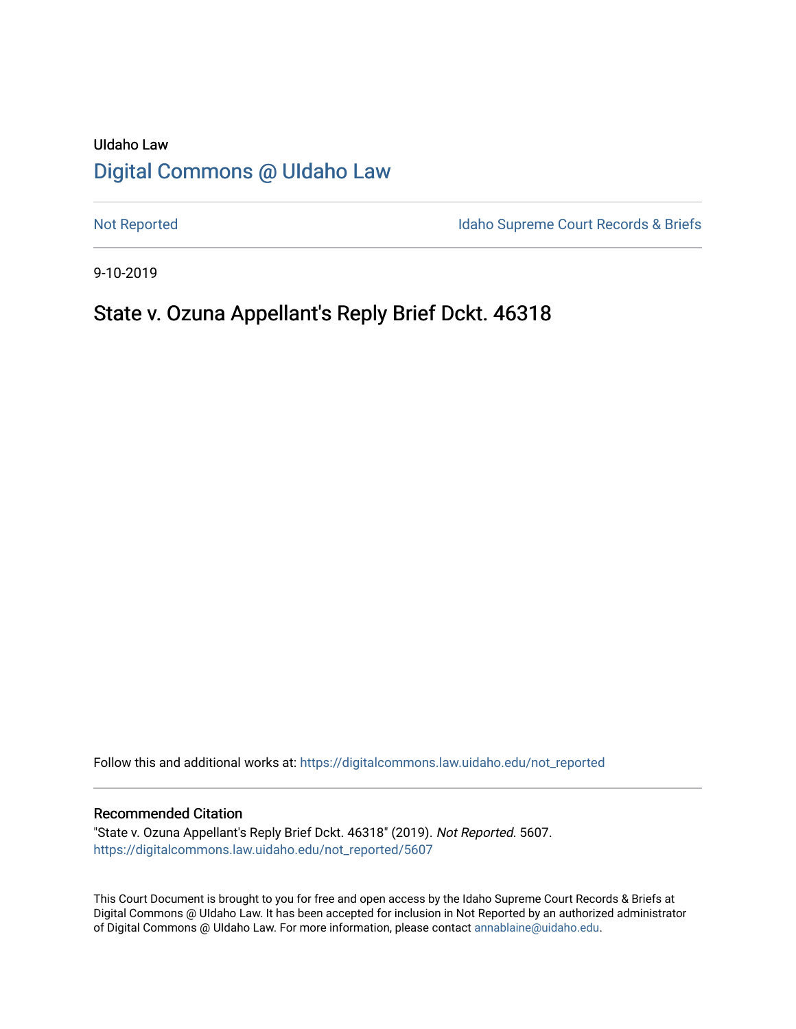UIdaho Law

# Digital Commons @ UIdaho Law

Not Reported

Idaho Supreme Court Records & Briefs

9-10-2019

## State v. Ozuna Appellant's Reply Brief Dckt. 46318

Follow this and additional works at: https://digitalcommons.law.uidaho.edu/not_reported

### Recommended Citation

"State v. Ozuna Appellant's Reply Brief Dckt. 46318" (2019). *Not Reported*. 5607.
https://digitalcommons.law.uidaho.edu/not_reported/5607

This Court Document is brought to you for free and open access by the Idaho Supreme Court Records & Briefs at Digital Commons @ UIdaho Law. It has been accepted for inclusion in Not Reported by an authorized administrator of Digital Commons @ UIdaho Law. For more information, please contact annablaine@uidaho.edu.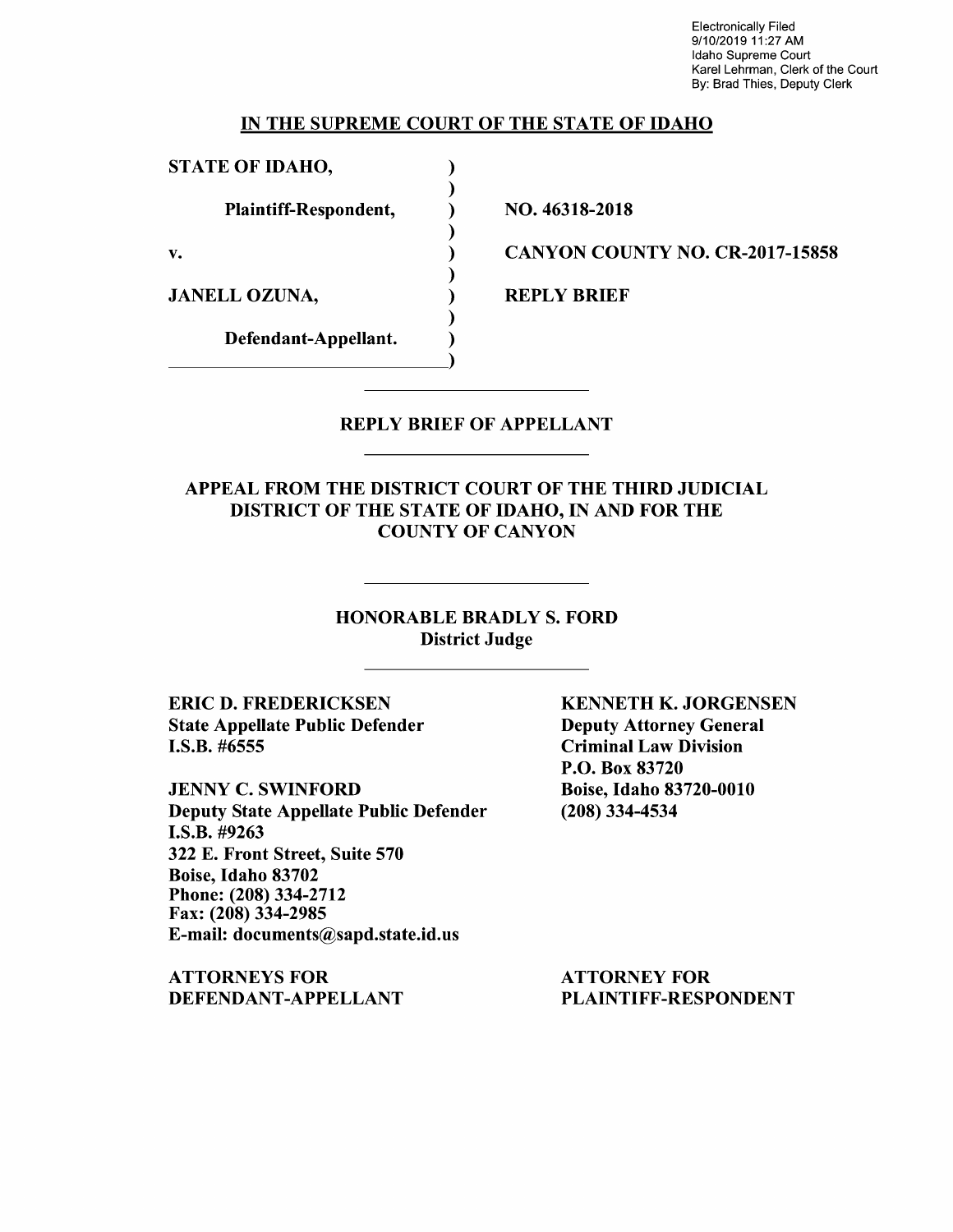Electronically Filed
9/10/2019 11:27 AM
Idaho Supreme Court
Karel Lehrman, Clerk of the Court
By: Brad Thies, Deputy Clerk

**IN THE SUPREME COURT OF THE STATE OF IDAHO**

| | | |
|---|---|---|
| **STATE OF IDAHO,** | ) | |
| **Plaintiff-Respondent,** | ) | **NO. 46318-2018** |
| **v.** | ) | **CANYON COUNTY NO. CR-2017-15858** |
| **JANELL OZUNA,** | ) | **REPLY BRIEF** |
| **Defendant-Appellant.** | ) | |

## REPLY BRIEF OF APPELLANT

### APPEAL FROM THE DISTRICT COURT OF THE THIRD JUDICIAL DISTRICT OF THE STATE OF IDAHO, IN AND FOR THE COUNTY OF CANYON

**HONORABLE BRADLY S. FORD**
**District Judge**

**ERIC D. FREDERICKSEN**
**State Appellate Public Defender**
**I.S.B. #6555**

**JENNY C. SWINFORD**
**Deputy State Appellate Public Defender**
**I.S.B. #9263**
**322 E. Front Street, Suite 570**
**Boise, Idaho 83702**
**Phone: (208) 334-2712**
**Fax: (208) 334-2985**
**E-mail: documents@sapd.state.id.us**

**ATTORNEYS FOR DEFENDANT-APPELLANT**

**KENNETH K. JORGENSEN**
**Deputy Attorney General**
**Criminal Law Division**
**P.O. Box 83720**
**Boise, Idaho 83720-0010**
**(208) 334-4534**

**ATTORNEY FOR PLAINTIFF-RESPONDENT**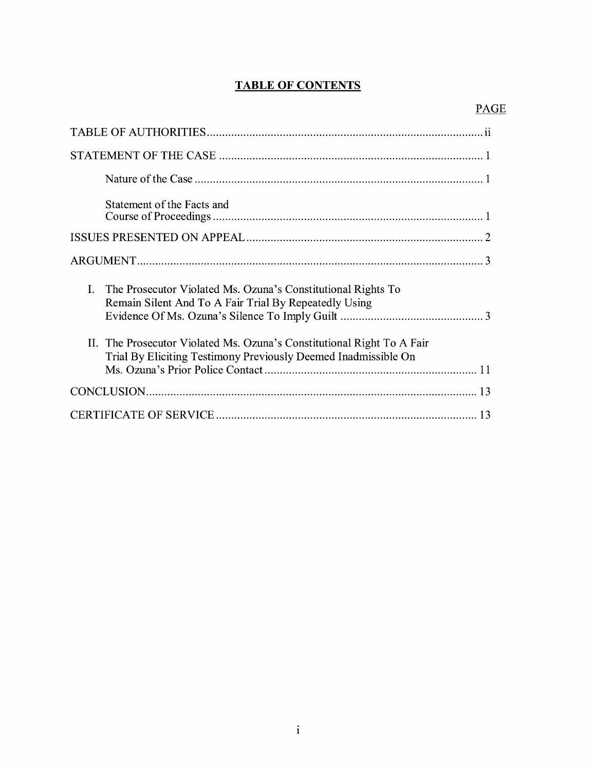# TABLE OF CONTENTS

| | PAGE |
|---|---|
| TABLE OF AUTHORITIES | ii |
| STATEMENT OF THE CASE | 1 |
| Nature of the Case | 1 |
| Statement of the Facts and Course of Proceedings | 1 |
| ISSUES PRESENTED ON APPEAL | 2 |
| ARGUMENT | 3 |
| I. The Prosecutor Violated Ms. Ozuna's Constitutional Rights To Remain Silent And To A Fair Trial By Repeatedly Using Evidence Of Ms. Ozuna's Silence To Imply Guilt | 3 |
| II. The Prosecutor Violated Ms. Ozuna's Constitutional Right To A Fair Trial By Eliciting Testimony Previously Deemed Inadmissible On Ms. Ozuna's Prior Police Contact | 11 |
| CONCLUSION | 13 |
| CERTIFICATE OF SERVICE | 13 |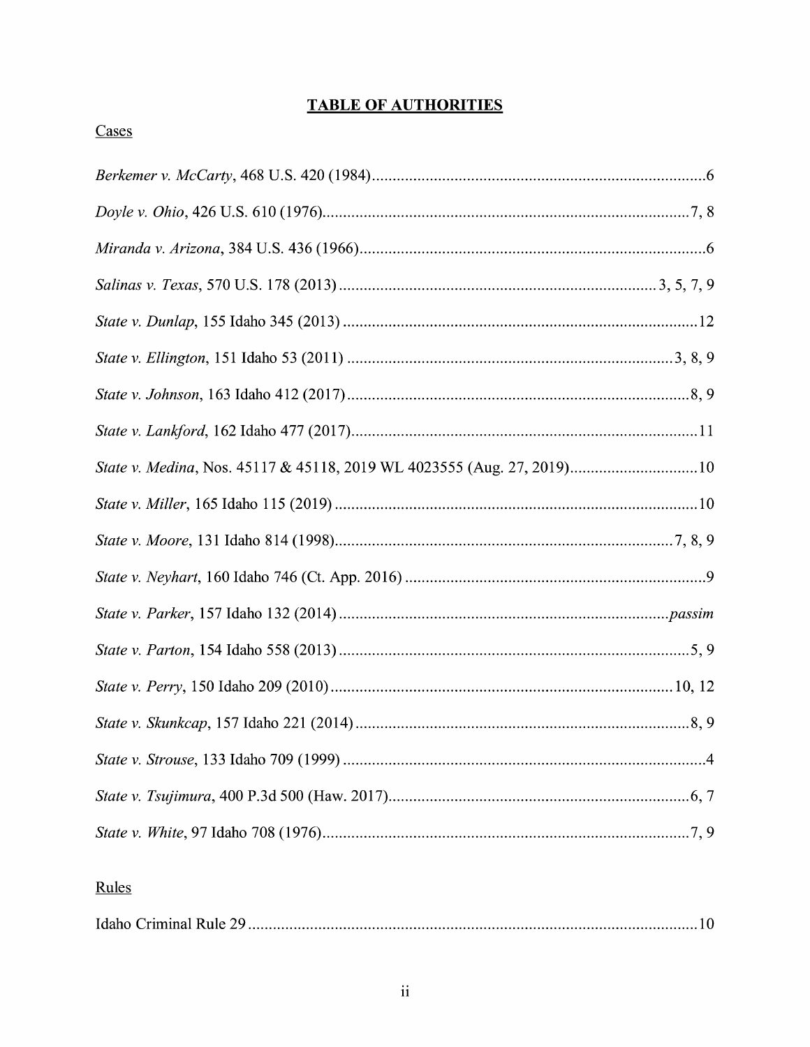# **TABLE OF AUTHORITIES**

Cases

*Berkemer v. McCarty*, 468 U.S. 420 (1984) ........................................................................ 6

*Doyle v. Ohio*, 426 U.S. 610 (1976) ........................................................................ 7, 8

*Miranda v. Arizona*, 384 U.S. 436 (1966) ........................................................................ 6

*Salinas v. Texas*, 570 U.S. 178 (2013) ........................................................................ 3, 5, 7, 9

*State v. Dunlap*, 155 Idaho 345 (2013) ........................................................................ 12

*State v. Ellington*, 151 Idaho 53 (2011) ........................................................................ 3, 8, 9

*State v. Johnson*, 163 Idaho 412 (2017) ........................................................................ 8, 9

*State v. Lankford*, 162 Idaho 477 (2017) ........................................................................ 11

*State v. Medina*, Nos. 45117 & 45118, 2019 WL 4023555 (Aug. 27, 2019) ........................................ 10

*State v. Miller*, 165 Idaho 115 (2019) ........................................................................ 10

*State v. Moore*, 131 Idaho 814 (1998) ........................................................................ 7, 8, 9

*State v. Neyhart*, 160 Idaho 746 (Ct. App. 2016) ........................................................................ 9

*State v. Parker*, 157 Idaho 132 (2014) ........................................................................ *passim*

*State v. Parton*, 154 Idaho 558 (2013) ........................................................................ 5, 9

*State v. Perry*, 150 Idaho 209 (2010) ........................................................................ 10, 12

*State v. Skunkcap*, 157 Idaho 221 (2014) ........................................................................ 8, 9

*State v. Strouse*, 133 Idaho 709 (1999) ........................................................................ 4

*State v. Tsujimura*, 400 P.3d 500 (Haw. 2017) ........................................................................ 6, 7

*State v. White*, 97 Idaho 708 (1976) ........................................................................ 7, 9

Rules

Idaho Criminal Rule 29 ........................................................................ 10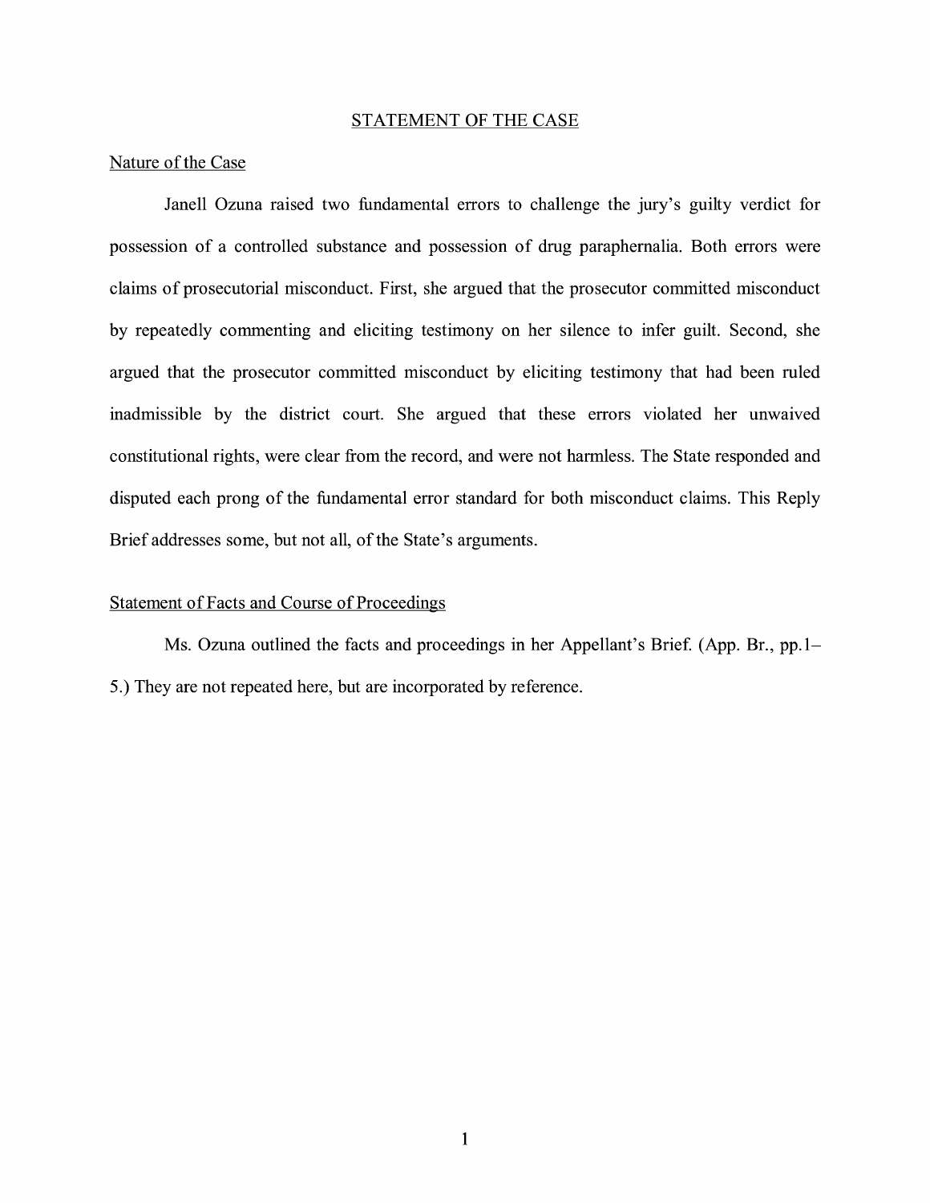## STATEMENT OF THE CASE

### Nature of the Case

Janell Ozuna raised two fundamental errors to challenge the jury's guilty verdict for possession of a controlled substance and possession of drug paraphernalia. Both errors were claims of prosecutorial misconduct. First, she argued that the prosecutor committed misconduct by repeatedly commenting and eliciting testimony on her silence to infer guilt. Second, she argued that the prosecutor committed misconduct by eliciting testimony that had been ruled inadmissible by the district court. She argued that these errors violated her unwaived constitutional rights, were clear from the record, and were not harmless. The State responded and disputed each prong of the fundamental error standard for both misconduct claims. This Reply Brief addresses some, but not all, of the State's arguments.

### Statement of Facts and Course of Proceedings

Ms. Ozuna outlined the facts and proceedings in her Appellant's Brief. (App. Br., pp.1–5.) They are not repeated here, but are incorporated by reference.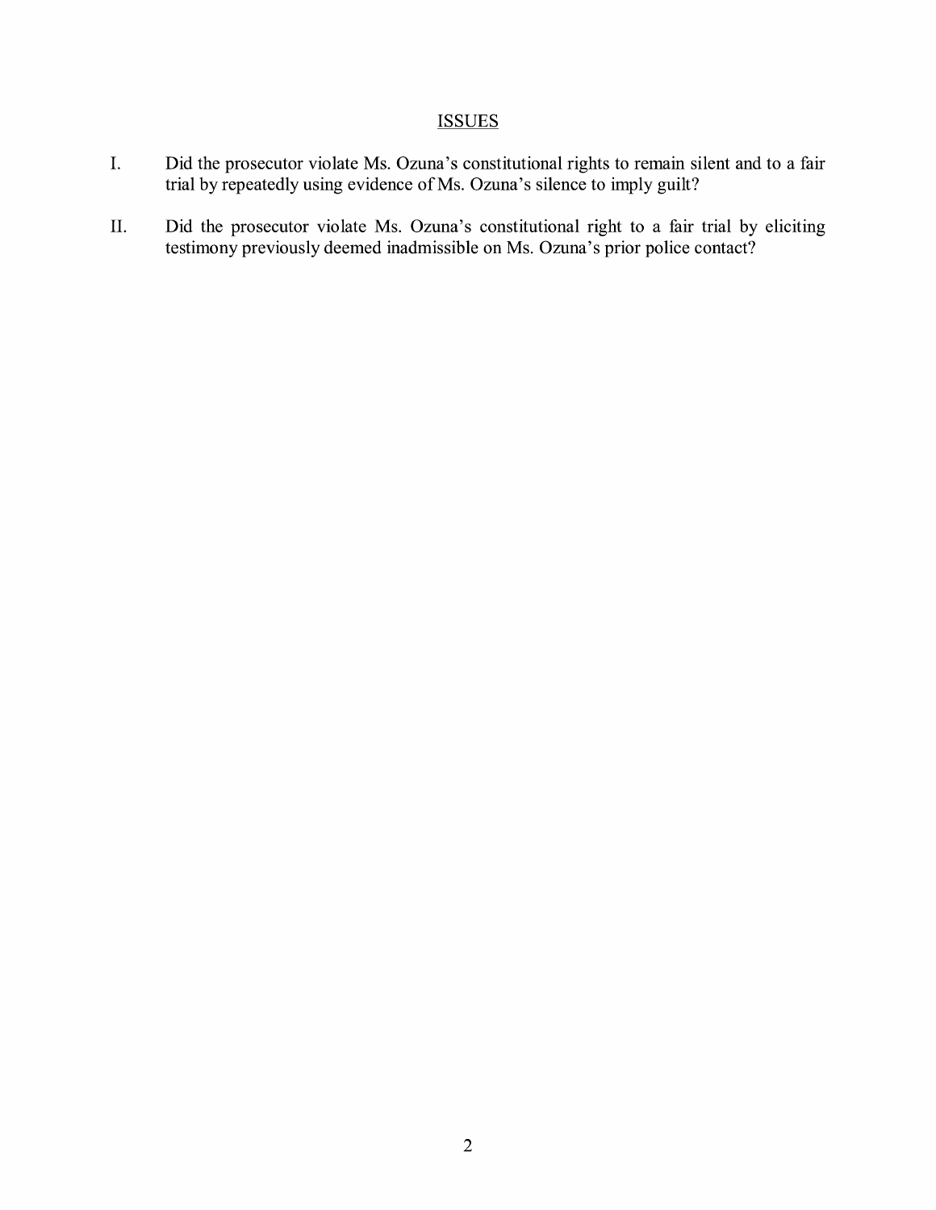## ISSUES

I. Did the prosecutor violate Ms. Ozuna's constitutional rights to remain silent and to a fair trial by repeatedly using evidence of Ms. Ozuna's silence to imply guilt?

II. Did the prosecutor violate Ms. Ozuna's constitutional right to a fair trial by eliciting testimony previously deemed inadmissible on Ms. Ozuna's prior police contact?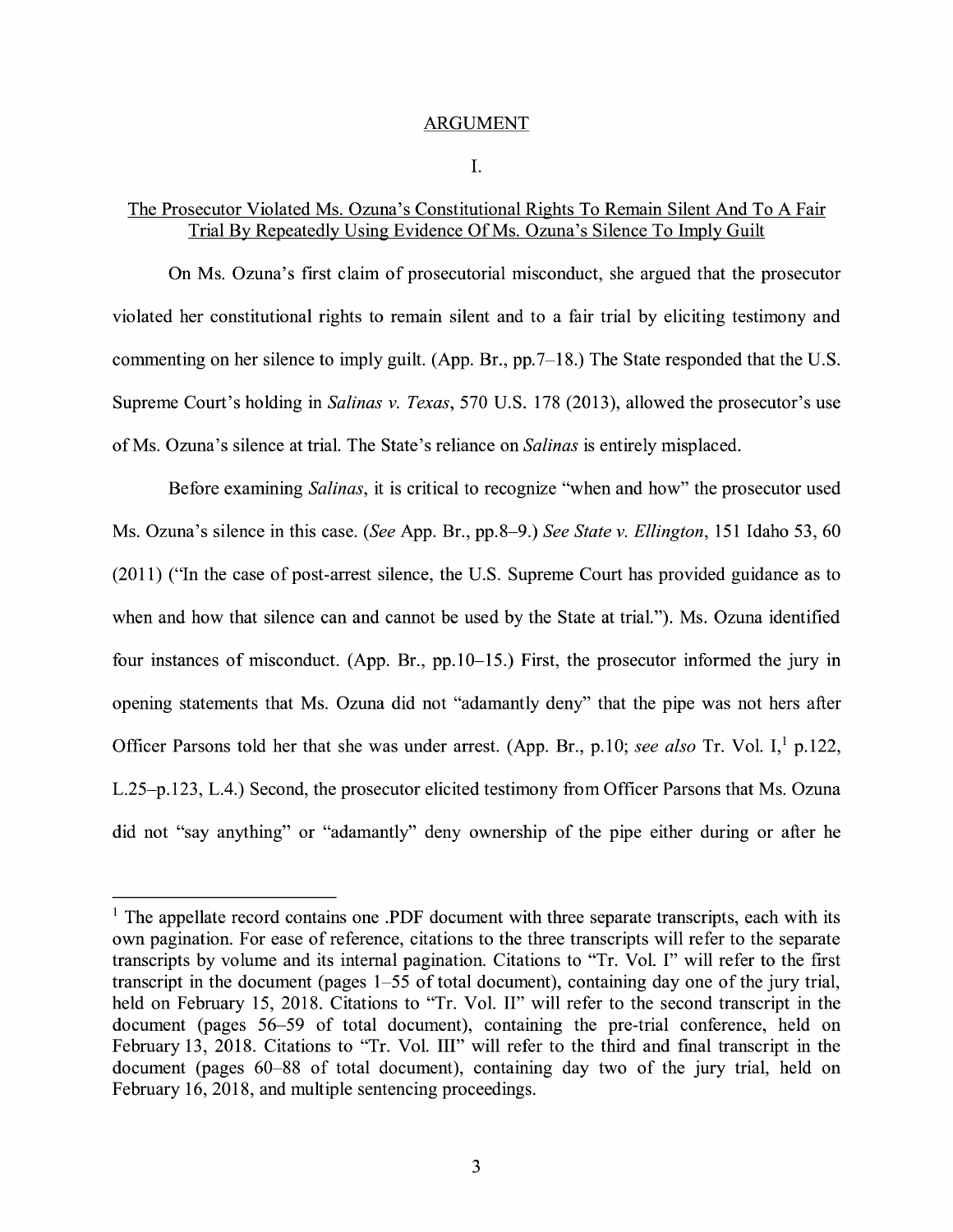## ARGUMENT

### I.

### The Prosecutor Violated Ms. Ozuna's Constitutional Rights To Remain Silent And To A Fair Trial By Repeatedly Using Evidence Of Ms. Ozuna's Silence To Imply Guilt

On Ms. Ozuna's first claim of prosecutorial misconduct, she argued that the prosecutor violated her constitutional rights to remain silent and to a fair trial by eliciting testimony and commenting on her silence to imply guilt. (App. Br., pp.7–18.) The State responded that the U.S. Supreme Court's holding in *Salinas v. Texas*, 570 U.S. 178 (2013), allowed the prosecutor's use of Ms. Ozuna's silence at trial. The State's reliance on *Salinas* is entirely misplaced.

Before examining *Salinas*, it is critical to recognize "when and how" the prosecutor used Ms. Ozuna's silence in this case. (*See* App. Br., pp.8–9.) *See State v. Ellington*, 151 Idaho 53, 60 (2011) ("In the case of post-arrest silence, the U.S. Supreme Court has provided guidance as to when and how that silence can and cannot be used by the State at trial."). Ms. Ozuna identified four instances of misconduct. (App. Br., pp.10–15.) First, the prosecutor informed the jury in opening statements that Ms. Ozuna did not "adamantly deny" that the pipe was not hers after Officer Parsons told her that she was under arrest. (App. Br., p.10; *see also* Tr. Vol. I,[1] p.122, L.25–p.123, L.4.) Second, the prosecutor elicited testimony from Officer Parsons that Ms. Ozuna did not "say anything" or "adamantly" deny ownership of the pipe either during or after he

---

[1] The appellate record contains one .PDF document with three separate transcripts, each with its own pagination. For ease of reference, citations to the three transcripts will refer to the separate transcripts by volume and its internal pagination. Citations to "Tr. Vol. I" will refer to the first transcript in the document (pages 1–55 of total document), containing day one of the jury trial, held on February 15, 2018. Citations to "Tr. Vol. II" will refer to the second transcript in the document (pages 56–59 of total document), containing the pre-trial conference, held on February 13, 2018. Citations to "Tr. Vol. III" will refer to the third and final transcript in the document (pages 60–88 of total document), containing day two of the jury trial, held on February 16, 2018, and multiple sentencing proceedings.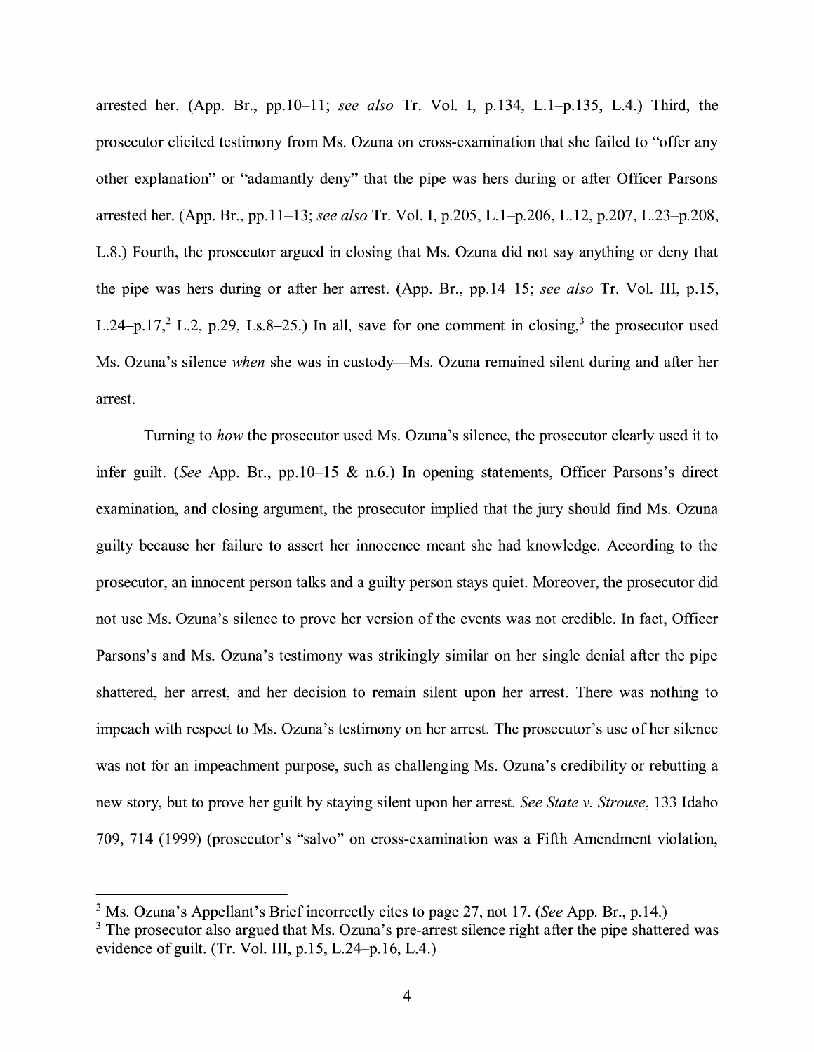arrested her. (App. Br., pp.10–11; *see also* Tr. Vol. I, p.134, L.1–p.135, L.4.) Third, the prosecutor elicited testimony from Ms. Ozuna on cross-examination that she failed to "offer any other explanation" or "adamantly deny" that the pipe was hers during or after Officer Parsons arrested her. (App. Br., pp.11–13; *see also* Tr. Vol. I, p.205, L.1–p.206, L.12, p.207, L.23–p.208, L.8.) Fourth, the prosecutor argued in closing that Ms. Ozuna did not say anything or deny that the pipe was hers during or after her arrest. (App. Br., pp.14–15; *see also* Tr. Vol. III, p.15, L.24–p.17,[2] L.2, p.29, Ls.8–25.) In all, save for one comment in closing,[3] the prosecutor used Ms. Ozuna's silence *when* she was in custody—Ms. Ozuna remained silent during and after her arrest.

Turning to *how* the prosecutor used Ms. Ozuna's silence, the prosecutor clearly used it to infer guilt. (*See* App. Br., pp.10–15 & n.6.) In opening statements, Officer Parsons's direct examination, and closing argument, the prosecutor implied that the jury should find Ms. Ozuna guilty because her failure to assert her innocence meant she had knowledge. According to the prosecutor, an innocent person talks and a guilty person stays quiet. Moreover, the prosecutor did not use Ms. Ozuna's silence to prove her version of the events was not credible. In fact, Officer Parsons's and Ms. Ozuna's testimony was strikingly similar on her single denial after the pipe shattered, her arrest, and her decision to remain silent upon her arrest. There was nothing to impeach with respect to Ms. Ozuna's testimony on her arrest. The prosecutor's use of her silence was not for an impeachment purpose, such as challenging Ms. Ozuna's credibility or rebutting a new story, but to prove her guilt by staying silent upon her arrest. *See State v. Strouse*, 133 Idaho 709, 714 (1999) (prosecutor's "salvo" on cross-examination was a Fifth Amendment violation,

---

[2] Ms. Ozuna's Appellant's Brief incorrectly cites to page 27, not 17. (*See* App. Br., p.14.)

[3] The prosecutor also argued that Ms. Ozuna's pre-arrest silence right after the pipe shattered was evidence of guilt. (Tr. Vol. III, p.15, L.24–p.16, L.4.)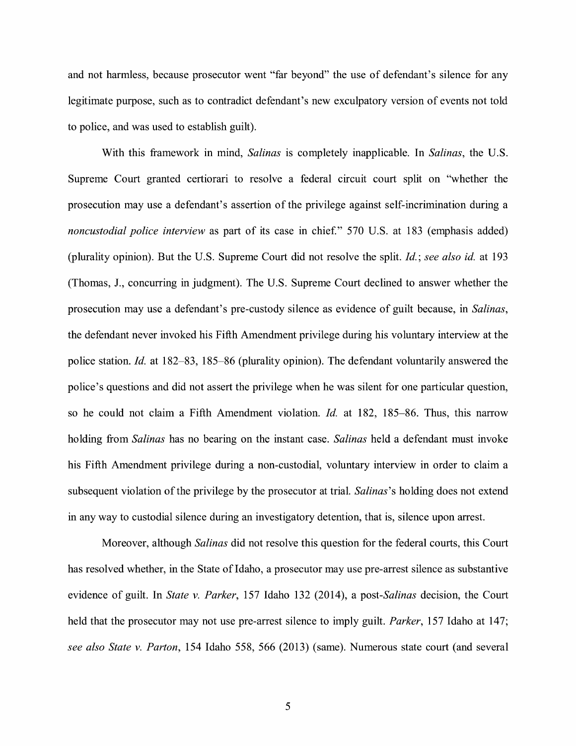and not harmless, because prosecutor went "far beyond" the use of defendant's silence for any legitimate purpose, such as to contradict defendant's new exculpatory version of events not told to police, and was used to establish guilt).

With this framework in mind, *Salinas* is completely inapplicable. In *Salinas*, the U.S. Supreme Court granted certiorari to resolve a federal circuit court split on "whether the prosecution may use a defendant's assertion of the privilege against self-incrimination during a *noncustodial police interview* as part of its case in chief." 570 U.S. at 183 (emphasis added) (plurality opinion). But the U.S. Supreme Court did not resolve the split. *Id.*; *see also id.* at 193 (Thomas, J., concurring in judgment). The U.S. Supreme Court declined to answer whether the prosecution may use a defendant's pre-custody silence as evidence of guilt because, in *Salinas*, the defendant never invoked his Fifth Amendment privilege during his voluntary interview at the police station. *Id.* at 182–83, 185–86 (plurality opinion). The defendant voluntarily answered the police's questions and did not assert the privilege when he was silent for one particular question, so he could not claim a Fifth Amendment violation. *Id.* at 182, 185–86. Thus, this narrow holding from *Salinas* has no bearing on the instant case. *Salinas* held a defendant must invoke his Fifth Amendment privilege during a non-custodial, voluntary interview in order to claim a subsequent violation of the privilege by the prosecutor at trial. *Salinas*'s holding does not extend in any way to custodial silence during an investigatory detention, that is, silence upon arrest.

Moreover, although *Salinas* did not resolve this question for the federal courts, this Court has resolved whether, in the State of Idaho, a prosecutor may use pre-arrest silence as substantive evidence of guilt. In *State v. Parker*, 157 Idaho 132 (2014), a post-*Salinas* decision, the Court held that the prosecutor may not use pre-arrest silence to imply guilt. *Parker*, 157 Idaho at 147; *see also State v. Parton*, 154 Idaho 558, 566 (2013) (same). Numerous state court (and several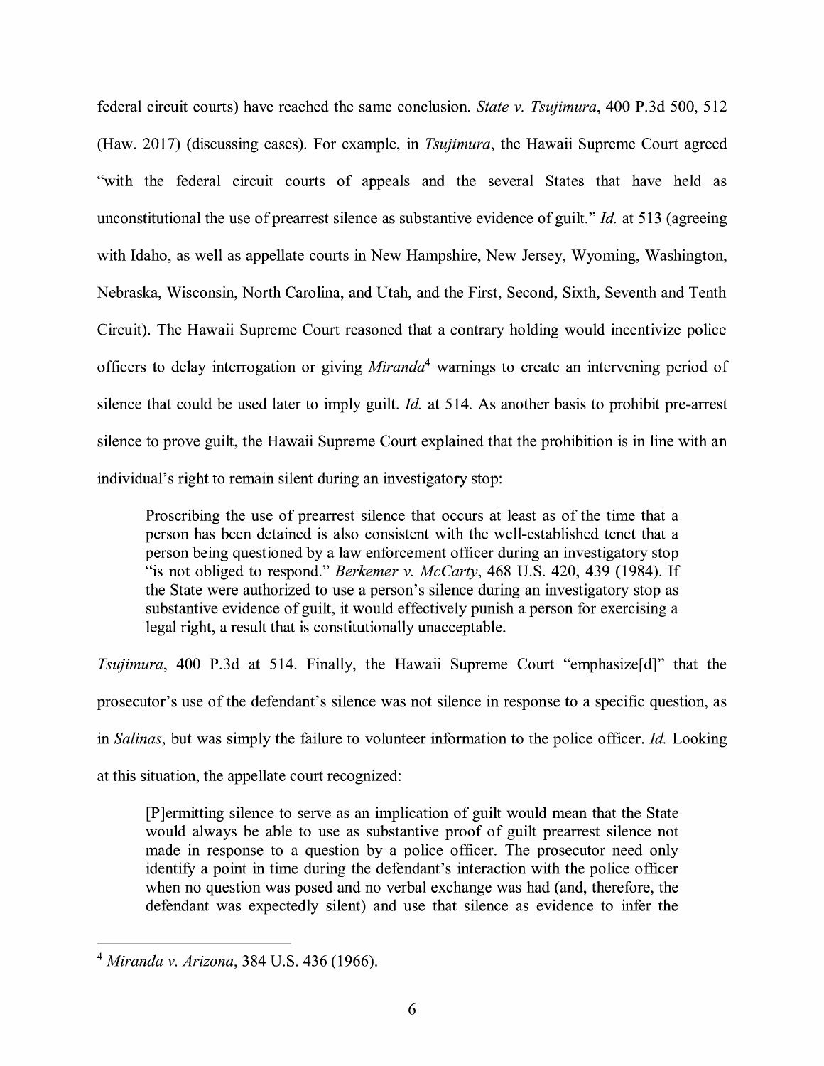federal circuit courts) have reached the same conclusion. *State v. Tsujimura*, 400 P.3d 500, 512 (Haw. 2017) (discussing cases). For example, in *Tsujimura*, the Hawaii Supreme Court agreed "with the federal circuit courts of appeals and the several States that have held as unconstitutional the use of prearrest silence as substantive evidence of guilt." *Id.* at 513 (agreeing with Idaho, as well as appellate courts in New Hampshire, New Jersey, Wyoming, Washington, Nebraska, Wisconsin, North Carolina, and Utah, and the First, Second, Sixth, Seventh and Tenth Circuit). The Hawaii Supreme Court reasoned that a contrary holding would incentivize police officers to delay interrogation or giving *Miranda*[4] warnings to create an intervening period of silence that could be used later to imply guilt. *Id.* at 514. As another basis to prohibit pre-arrest silence to prove guilt, the Hawaii Supreme Court explained that the prohibition is in line with an individual's right to remain silent during an investigatory stop:

> Proscribing the use of prearrest silence that occurs at least as of the time that a person has been detained is also consistent with the well-established tenet that a person being questioned by a law enforcement officer during an investigatory stop "is not obliged to respond." *Berkemer v. McCarty*, 468 U.S. 420, 439 (1984). If the State were authorized to use a person's silence during an investigatory stop as substantive evidence of guilt, it would effectively punish a person for exercising a legal right, a result that is constitutionally unacceptable.

*Tsujimura*, 400 P.3d at 514. Finally, the Hawaii Supreme Court "emphasize[d]" that the prosecutor's use of the defendant's silence was not silence in response to a specific question, as in *Salinas*, but was simply the failure to volunteer information to the police officer. *Id.* Looking at this situation, the appellate court recognized:

> [P]ermitting silence to serve as an implication of guilt would mean that the State would always be able to use as substantive proof of guilt prearrest silence not made in response to a question by a police officer. The prosecutor need only identify a point in time during the defendant's interaction with the police officer when no question was posed and no verbal exchange was had (and, therefore, the defendant was expectedly silent) and use that silence as evidence to infer the

---

[4] *Miranda v. Arizona*, 384 U.S. 436 (1966).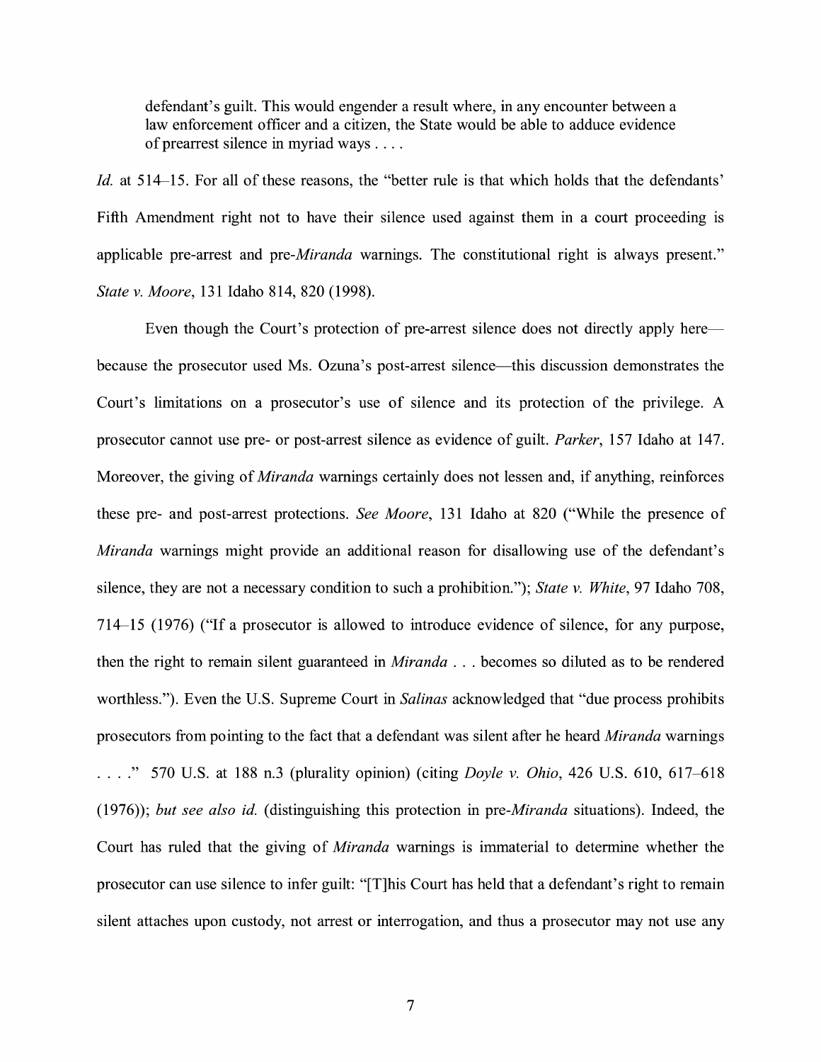> defendant's guilt. This would engender a result where, in any encounter between a law enforcement officer and a citizen, the State would be able to adduce evidence of prearrest silence in myriad ways . . . .

*Id.* at 514–15. For all of these reasons, the "better rule is that which holds that the defendants' Fifth Amendment right not to have their silence used against them in a court proceeding is applicable pre-arrest and pre-*Miranda* warnings. The constitutional right is always present." *State v. Moore*, 131 Idaho 814, 820 (1998).

Even though the Court's protection of pre-arrest silence does not directly apply here—because the prosecutor used Ms. Ozuna's post-arrest silence—this discussion demonstrates the Court's limitations on a prosecutor's use of silence and its protection of the privilege. A prosecutor cannot use pre- or post-arrest silence as evidence of guilt. *Parker*, 157 Idaho at 147. Moreover, the giving of *Miranda* warnings certainly does not lessen and, if anything, reinforces these pre- and post-arrest protections. *See Moore*, 131 Idaho at 820 ("While the presence of *Miranda* warnings might provide an additional reason for disallowing use of the defendant's silence, they are not a necessary condition to such a prohibition."); *State v. White*, 97 Idaho 708, 714–15 (1976) ("If a prosecutor is allowed to introduce evidence of silence, for any purpose, then the right to remain silent guaranteed in *Miranda* . . . becomes so diluted as to be rendered worthless."). Even the U.S. Supreme Court in *Salinas* acknowledged that "due process prohibits prosecutors from pointing to the fact that a defendant was silent after he heard *Miranda* warnings . . . ." 570 U.S. at 188 n.3 (plurality opinion) (citing *Doyle v. Ohio*, 426 U.S. 610, 617–618 (1976)); *but see also id.* (distinguishing this protection in pre-*Miranda* situations). Indeed, the Court has ruled that the giving of *Miranda* warnings is immaterial to determine whether the prosecutor can use silence to infer guilt: "[T]his Court has held that a defendant's right to remain silent attaches upon custody, not arrest or interrogation, and thus a prosecutor may not use any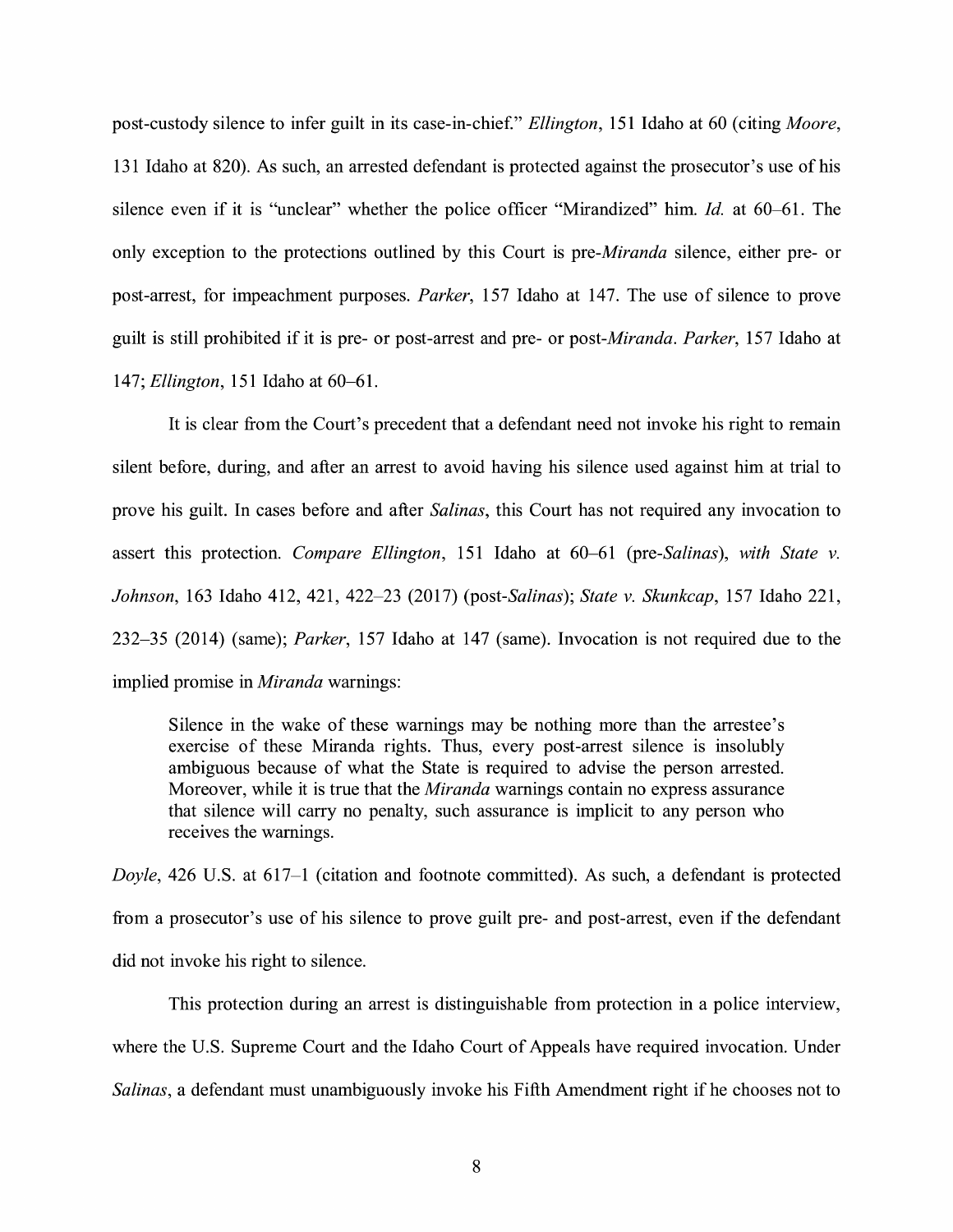post-custody silence to infer guilt in its case-in-chief." *Ellington*, 151 Idaho at 60 (citing *Moore*, 131 Idaho at 820). As such, an arrested defendant is protected against the prosecutor's use of his silence even if it is "unclear" whether the police officer "Mirandized" him. *Id.* at 60–61. The only exception to the protections outlined by this Court is pre-*Miranda* silence, either pre- or post-arrest, for impeachment purposes. *Parker*, 157 Idaho at 147. The use of silence to prove guilt is still prohibited if it is pre- or post-arrest and pre- or post-*Miranda*. *Parker*, 157 Idaho at 147; *Ellington*, 151 Idaho at 60–61.

It is clear from the Court's precedent that a defendant need not invoke his right to remain silent before, during, and after an arrest to avoid having his silence used against him at trial to prove his guilt. In cases before and after *Salinas*, this Court has not required any invocation to assert this protection. *Compare Ellington*, 151 Idaho at 60–61 (pre-*Salinas*), *with State v. Johnson*, 163 Idaho 412, 421, 422–23 (2017) (post-*Salinas*); *State v. Skunkcap*, 157 Idaho 221, 232–35 (2014) (same); *Parker*, 157 Idaho at 147 (same). Invocation is not required due to the implied promise in *Miranda* warnings:

> Silence in the wake of these warnings may be nothing more than the arrestee's exercise of these Miranda rights. Thus, every post-arrest silence is insolubly ambiguous because of what the State is required to advise the person arrested. Moreover, while it is true that the *Miranda* warnings contain no express assurance that silence will carry no penalty, such assurance is implicit to any person who receives the warnings.

*Doyle*, 426 U.S. at 617–1 (citation and footnote committed). As such, a defendant is protected from a prosecutor's use of his silence to prove guilt pre- and post-arrest, even if the defendant did not invoke his right to silence.

This protection during an arrest is distinguishable from protection in a police interview, where the U.S. Supreme Court and the Idaho Court of Appeals have required invocation. Under *Salinas*, a defendant must unambiguously invoke his Fifth Amendment right if he chooses not to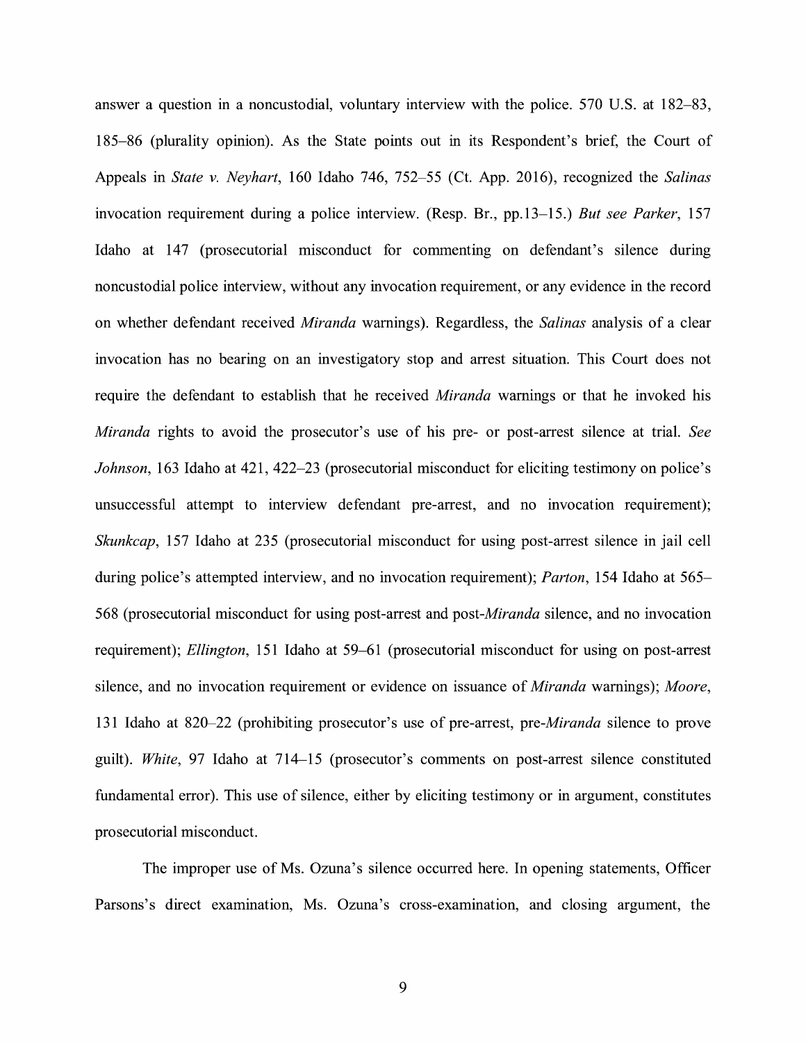answer a question in a noncustodial, voluntary interview with the police. 570 U.S. at 182–83, 185–86 (plurality opinion). As the State points out in its Respondent's brief, the Court of Appeals in *State v. Neyhart*, 160 Idaho 746, 752–55 (Ct. App. 2016), recognized the *Salinas* invocation requirement during a police interview. (Resp. Br., pp.13–15.) *But see Parker*, 157 Idaho at 147 (prosecutorial misconduct for commenting on defendant's silence during noncustodial police interview, without any invocation requirement, or any evidence in the record on whether defendant received *Miranda* warnings). Regardless, the *Salinas* analysis of a clear invocation has no bearing on an investigatory stop and arrest situation. This Court does not require the defendant to establish that he received *Miranda* warnings or that he invoked his *Miranda* rights to avoid the prosecutor's use of his pre- or post-arrest silence at trial. *See Johnson*, 163 Idaho at 421, 422–23 (prosecutorial misconduct for eliciting testimony on police's unsuccessful attempt to interview defendant pre-arrest, and no invocation requirement); *Skunkcap*, 157 Idaho at 235 (prosecutorial misconduct for using post-arrest silence in jail cell during police's attempted interview, and no invocation requirement); *Parton*, 154 Idaho at 565–568 (prosecutorial misconduct for using post-arrest and post-*Miranda* silence, and no invocation requirement); *Ellington*, 151 Idaho at 59–61 (prosecutorial misconduct for using on post-arrest silence, and no invocation requirement or evidence on issuance of *Miranda* warnings); *Moore*, 131 Idaho at 820–22 (prohibiting prosecutor's use of pre-arrest, pre-*Miranda* silence to prove guilt). *White*, 97 Idaho at 714–15 (prosecutor's comments on post-arrest silence constituted fundamental error). This use of silence, either by eliciting testimony or in argument, constitutes prosecutorial misconduct.

The improper use of Ms. Ozuna's silence occurred here. In opening statements, Officer Parsons's direct examination, Ms. Ozuna's cross-examination, and closing argument, the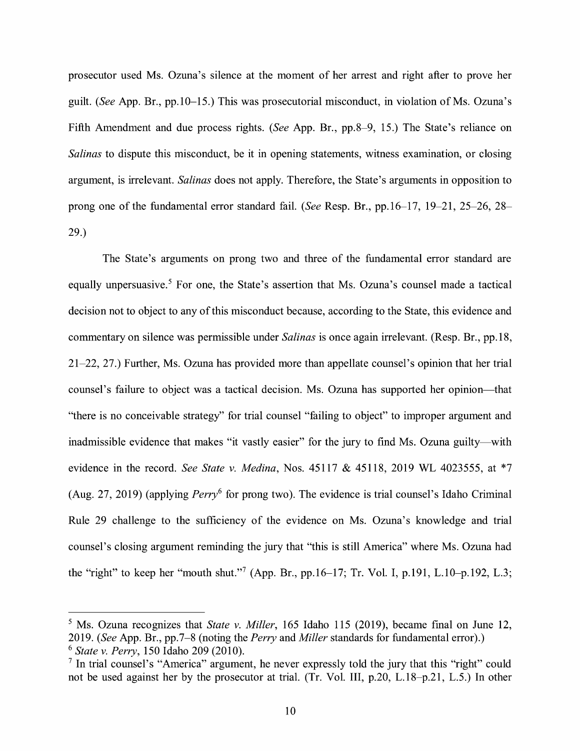prosecutor used Ms. Ozuna's silence at the moment of her arrest and right after to prove her guilt. (*See* App. Br., pp.10–15.) This was prosecutorial misconduct, in violation of Ms. Ozuna's Fifth Amendment and due process rights. (*See* App. Br., pp.8–9, 15.) The State's reliance on *Salinas* to dispute this misconduct, be it in opening statements, witness examination, or closing argument, is irrelevant. *Salinas* does not apply. Therefore, the State's arguments in opposition to prong one of the fundamental error standard fail. (*See* Resp. Br., pp.16–17, 19–21, 25–26, 28–29.)

The State's arguments on prong two and three of the fundamental error standard are equally unpersuasive.[5] For one, the State's assertion that Ms. Ozuna's counsel made a tactical decision not to object to any of this misconduct because, according to the State, this evidence and commentary on silence was permissible under *Salinas* is once again irrelevant. (Resp. Br., pp.18, 21–22, 27.) Further, Ms. Ozuna has provided more than appellate counsel's opinion that her trial counsel's failure to object was a tactical decision. Ms. Ozuna has supported her opinion—that "there is no conceivable strategy" for trial counsel "failing to object" to improper argument and inadmissible evidence that makes "it vastly easier" for the jury to find Ms. Ozuna guilty—with evidence in the record. *See State v. Medina*, Nos. 45117 & 45118, 2019 WL 4023555, at *7 (Aug. 27, 2019) (applying *Perry*[6] for prong two). The evidence is trial counsel's Idaho Criminal Rule 29 challenge to the sufficiency of the evidence on Ms. Ozuna's knowledge and trial counsel's closing argument reminding the jury that "this is still America" where Ms. Ozuna had the "right" to keep her "mouth shut."[7] (App. Br., pp.16–17; Tr. Vol. I, p.191, L.10–p.192, L.3;

---

[5] Ms. Ozuna recognizes that *State v. Miller*, 165 Idaho 115 (2019), became final on June 12, 2019. (*See* App. Br., pp.7–8 (noting the *Perry* and *Miller* standards for fundamental error).)

[6] *State v. Perry*, 150 Idaho 209 (2010).

[7] In trial counsel's "America" argument, he never expressly told the jury that this "right" could not be used against her by the prosecutor at trial. (Tr. Vol. III, p.20, L.18–p.21, L.5.) In other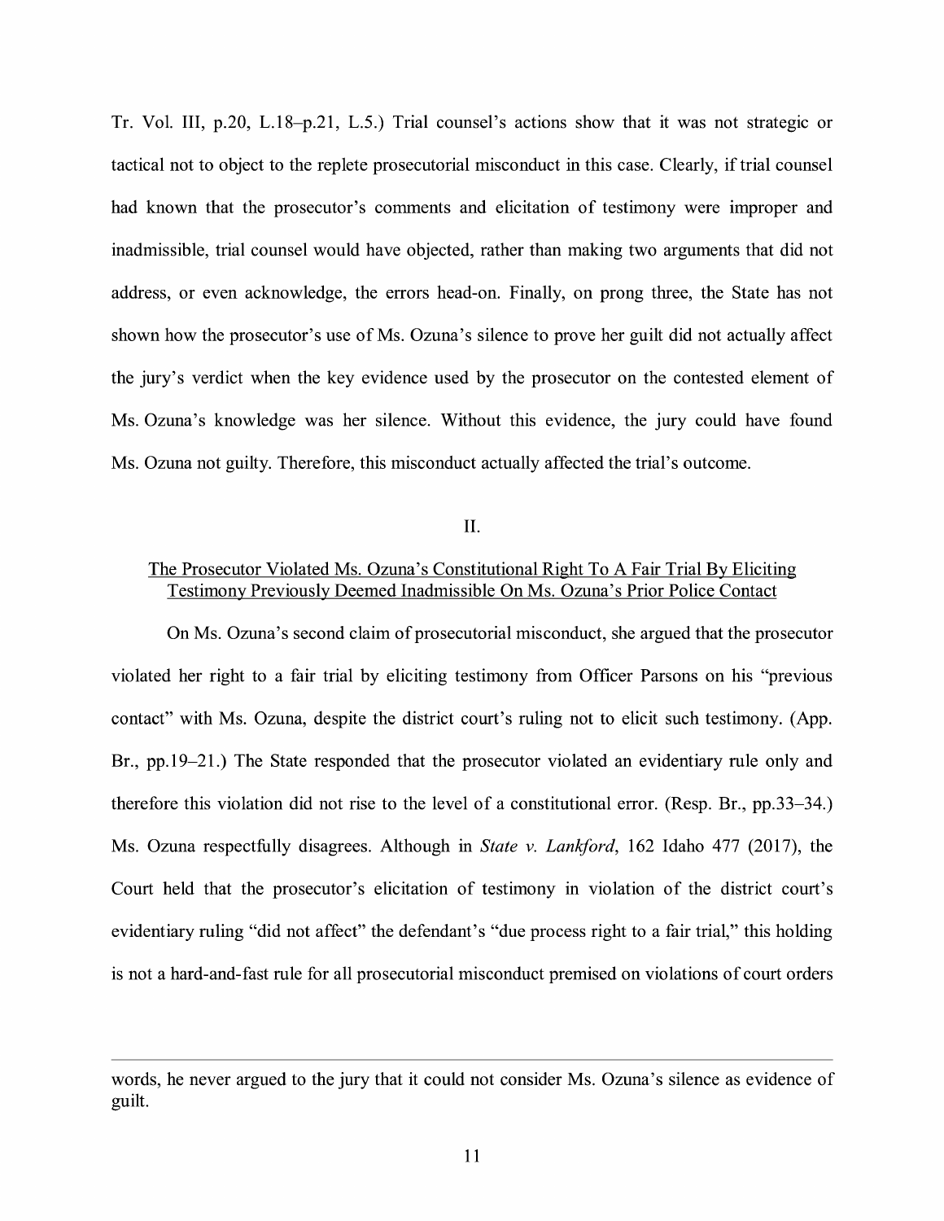Tr. Vol. III, p.20, L.18–p.21, L.5.) Trial counsel's actions show that it was not strategic or tactical not to object to the replete prosecutorial misconduct in this case. Clearly, if trial counsel had known that the prosecutor's comments and elicitation of testimony were improper and inadmissible, trial counsel would have objected, rather than making two arguments that did not address, or even acknowledge, the errors head-on. Finally, on prong three, the State has not shown how the prosecutor's use of Ms. Ozuna's silence to prove her guilt did not actually affect the jury's verdict when the key evidence used by the prosecutor on the contested element of Ms. Ozuna's knowledge was her silence. Without this evidence, the jury could have found Ms. Ozuna not guilty. Therefore, this misconduct actually affected the trial's outcome.

## II.

### The Prosecutor Violated Ms. Ozuna's Constitutional Right To A Fair Trial By Eliciting Testimony Previously Deemed Inadmissible On Ms. Ozuna's Prior Police Contact

On Ms. Ozuna's second claim of prosecutorial misconduct, she argued that the prosecutor violated her right to a fair trial by eliciting testimony from Officer Parsons on his "previous contact" with Ms. Ozuna, despite the district court's ruling not to elicit such testimony. (App. Br., pp.19–21.) The State responded that the prosecutor violated an evidentiary rule only and therefore this violation did not rise to the level of a constitutional error. (Resp. Br., pp.33–34.) Ms. Ozuna respectfully disagrees. Although in *State v. Lankford*, 162 Idaho 477 (2017), the Court held that the prosecutor's elicitation of testimony in violation of the district court's evidentiary ruling "did not affect" the defendant's "due process right to a fair trial," this holding is not a hard-and-fast rule for all prosecutorial misconduct premised on violations of court orders

---

words, he never argued to the jury that it could not consider Ms. Ozuna's silence as evidence of guilt.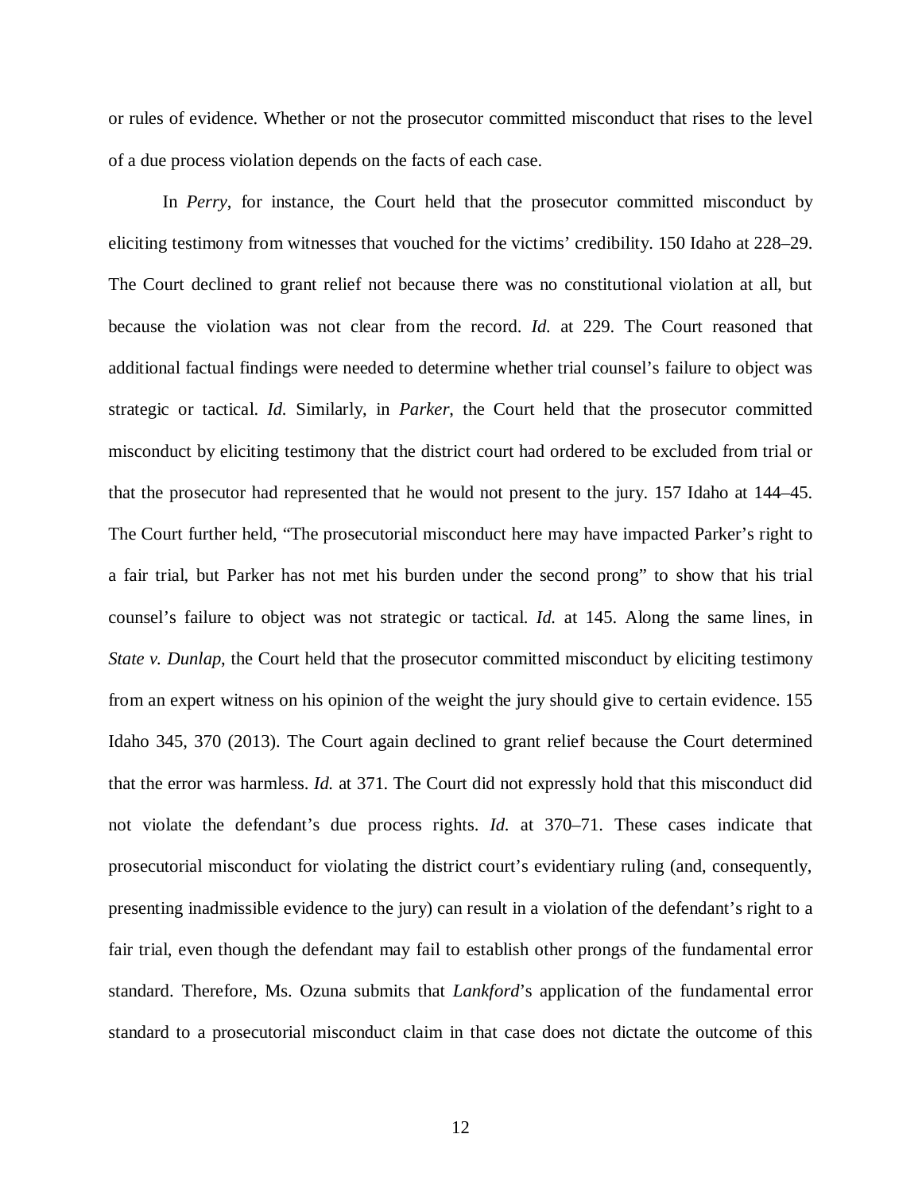or rules of evidence. Whether or not the prosecutor committed misconduct that rises to the level of a due process violation depends on the facts of each case.

In *Perry*, for instance, the Court held that the prosecutor committed misconduct by eliciting testimony from witnesses that vouched for the victims' credibility. 150 Idaho at 228–29. The Court declined to grant relief not because there was no constitutional violation at all, but because the violation was not clear from the record. *Id.* at 229. The Court reasoned that additional factual findings were needed to determine whether trial counsel's failure to object was strategic or tactical. *Id.* Similarly, in *Parker*, the Court held that the prosecutor committed misconduct by eliciting testimony that the district court had ordered to be excluded from trial or that the prosecutor had represented that he would not present to the jury. 157 Idaho at 144–45. The Court further held, "The prosecutorial misconduct here may have impacted Parker's right to a fair trial, but Parker has not met his burden under the second prong" to show that his trial counsel's failure to object was not strategic or tactical. *Id.* at 145. Along the same lines, in *State v. Dunlap*, the Court held that the prosecutor committed misconduct by eliciting testimony from an expert witness on his opinion of the weight the jury should give to certain evidence. 155 Idaho 345, 370 (2013). The Court again declined to grant relief because the Court determined that the error was harmless. *Id.* at 371. The Court did not expressly hold that this misconduct did not violate the defendant's due process rights. *Id.* at 370–71. These cases indicate that prosecutorial misconduct for violating the district court's evidentiary ruling (and, consequently, presenting inadmissible evidence to the jury) can result in a violation of the defendant's right to a fair trial, even though the defendant may fail to establish other prongs of the fundamental error standard. Therefore, Ms. Ozuna submits that *Lankford*'s application of the fundamental error standard to a prosecutorial misconduct claim in that case does not dictate the outcome of this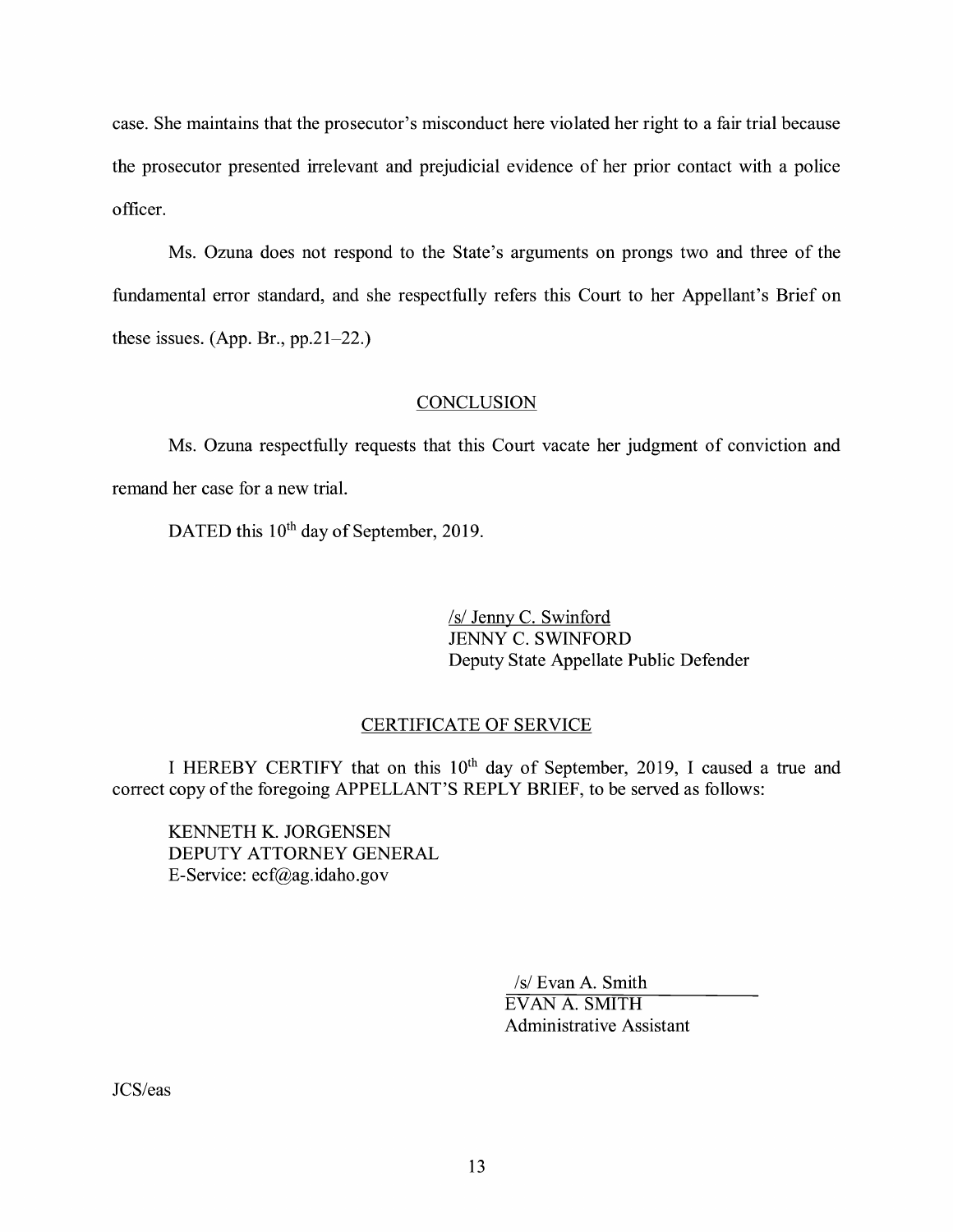case. She maintains that the prosecutor's misconduct here violated her right to a fair trial because the prosecutor presented irrelevant and prejudicial evidence of her prior contact with a police officer.

Ms. Ozuna does not respond to the State's arguments on prongs two and three of the fundamental error standard, and she respectfully refers this Court to her Appellant's Brief on these issues. (App. Br., pp.21–22.)

## CONCLUSION

Ms. Ozuna respectfully requests that this Court vacate her judgment of conviction and remand her case for a new trial.

DATED this 10th day of September, 2019.

/s/ Jenny C. Swinford
JENNY C. SWINFORD
Deputy State Appellate Public Defender

## CERTIFICATE OF SERVICE

I HEREBY CERTIFY that on this 10th day of September, 2019, I caused a true and correct copy of the foregoing APPELLANT'S REPLY BRIEF, to be served as follows:

KENNETH K. JORGENSEN
DEPUTY ATTORNEY GENERAL
E-Service: ecf@ag.idaho.gov

/s/ Evan A. Smith
EVAN A. SMITH
Administrative Assistant

JCS/eas